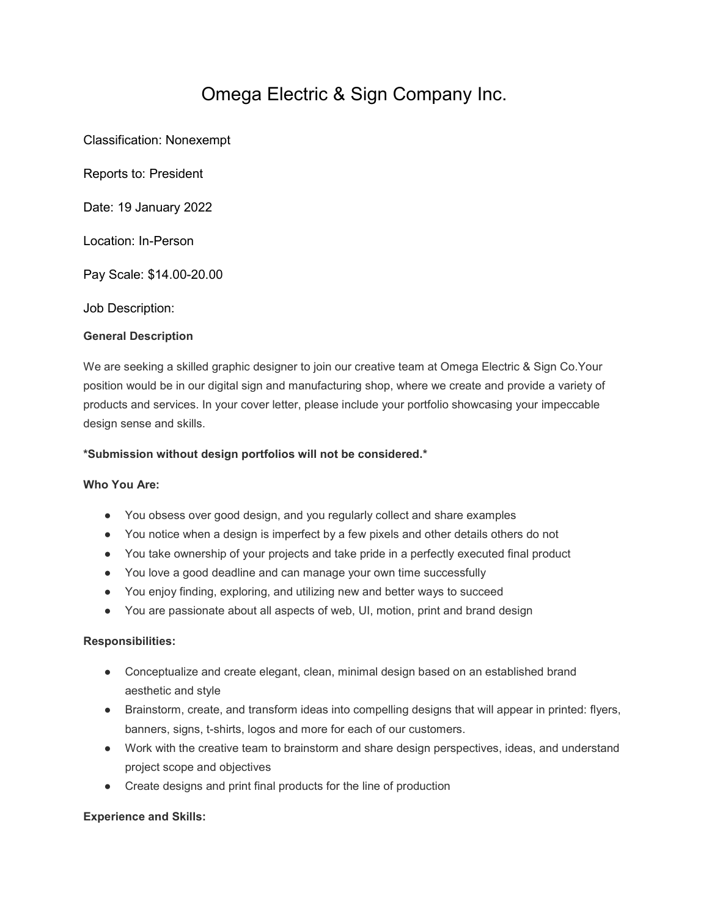# Omega Electric & Sign Company Inc.

Classification: Nonexempt

Reports to: President

Date: 19 January 2022

Location: In-Person

Pay Scale: $14.00-20.00

Job Description:

**General Description**

We are seeking a skilled graphic designer to join our creative team at Omega Electric & Sign Co.Your position would be in our digital sign and manufacturing shop, where we create and provide a variety of products and services. In your cover letter, please include your portfolio showcasing your impeccable design sense and skills.

***Submission without design portfolios will not be considered.***

**Who You Are:**

- You obsess over good design, and you regularly collect and share examples
- You notice when a design is imperfect by a few pixels and other details others do not
- You take ownership of your projects and take pride in a perfectly executed final product
- You love a good deadline and can manage your own time successfully
- You enjoy finding, exploring, and utilizing new and better ways to succeed
- You are passionate about all aspects of web, UI, motion, print and brand design

**Responsibilities:**

- Conceptualize and create elegant, clean, minimal design based on an established brand aesthetic and style
- Brainstorm, create, and transform ideas into compelling designs that will appear in printed: flyers, banners, signs, t-shirts, logos and more for each of our customers.
- Work with the creative team to brainstorm and share design perspectives, ideas, and understand project scope and objectives
- Create designs and print final products for the line of production

**Experience and Skills:**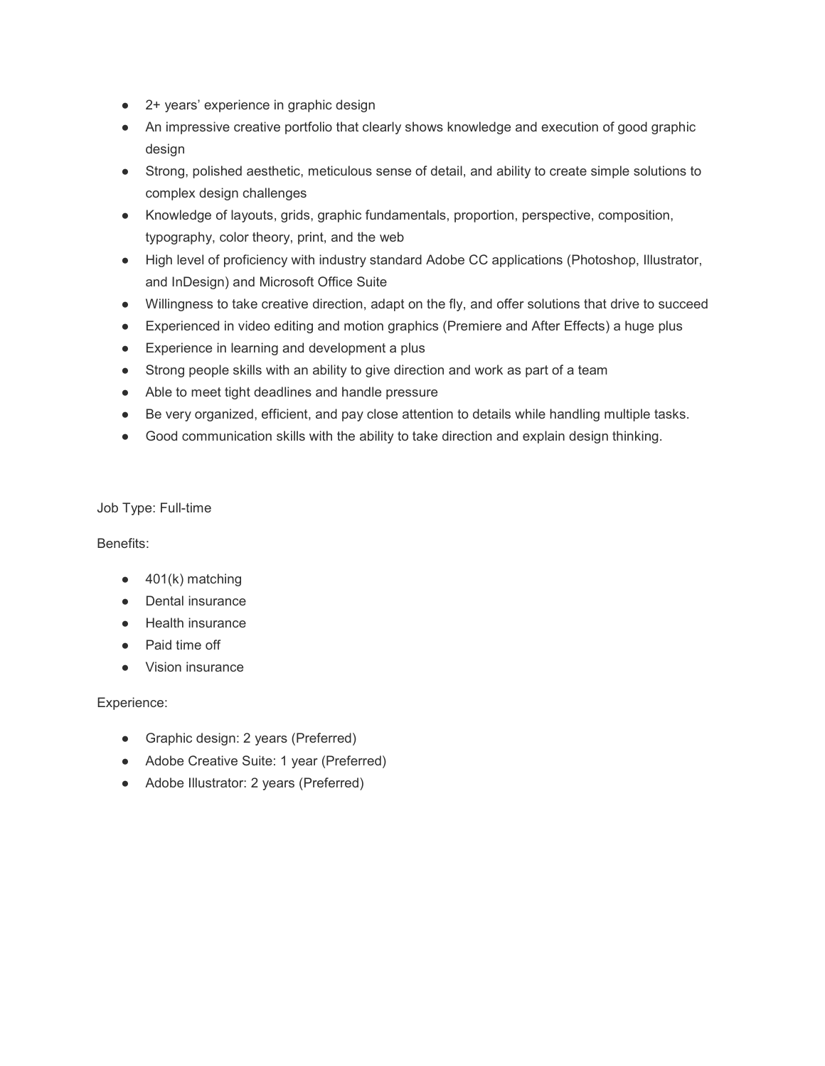- 2+ years' experience in graphic design
- An impressive creative portfolio that clearly shows knowledge and execution of good graphic design
- Strong, polished aesthetic, meticulous sense of detail, and ability to create simple solutions to complex design challenges
- Knowledge of layouts, grids, graphic fundamentals, proportion, perspective, composition, typography, color theory, print, and the web
- High level of proficiency with industry standard Adobe CC applications (Photoshop, Illustrator, and InDesign) and Microsoft Office Suite
- Willingness to take creative direction, adapt on the fly, and offer solutions that drive to succeed
- Experienced in video editing and motion graphics (Premiere and After Effects) a huge plus
- Experience in learning and development a plus
- Strong people skills with an ability to give direction and work as part of a team
- Able to meet tight deadlines and handle pressure
- Be very organized, efficient, and pay close attention to details while handling multiple tasks.
- Good communication skills with the ability to take direction and explain design thinking.

Job Type: Full-time

Benefits:

- 401(k) matching
- Dental insurance
- Health insurance
- Paid time off
- Vision insurance

Experience:

- Graphic design: 2 years (Preferred)
- Adobe Creative Suite: 1 year (Preferred)
- Adobe Illustrator: 2 years (Preferred)